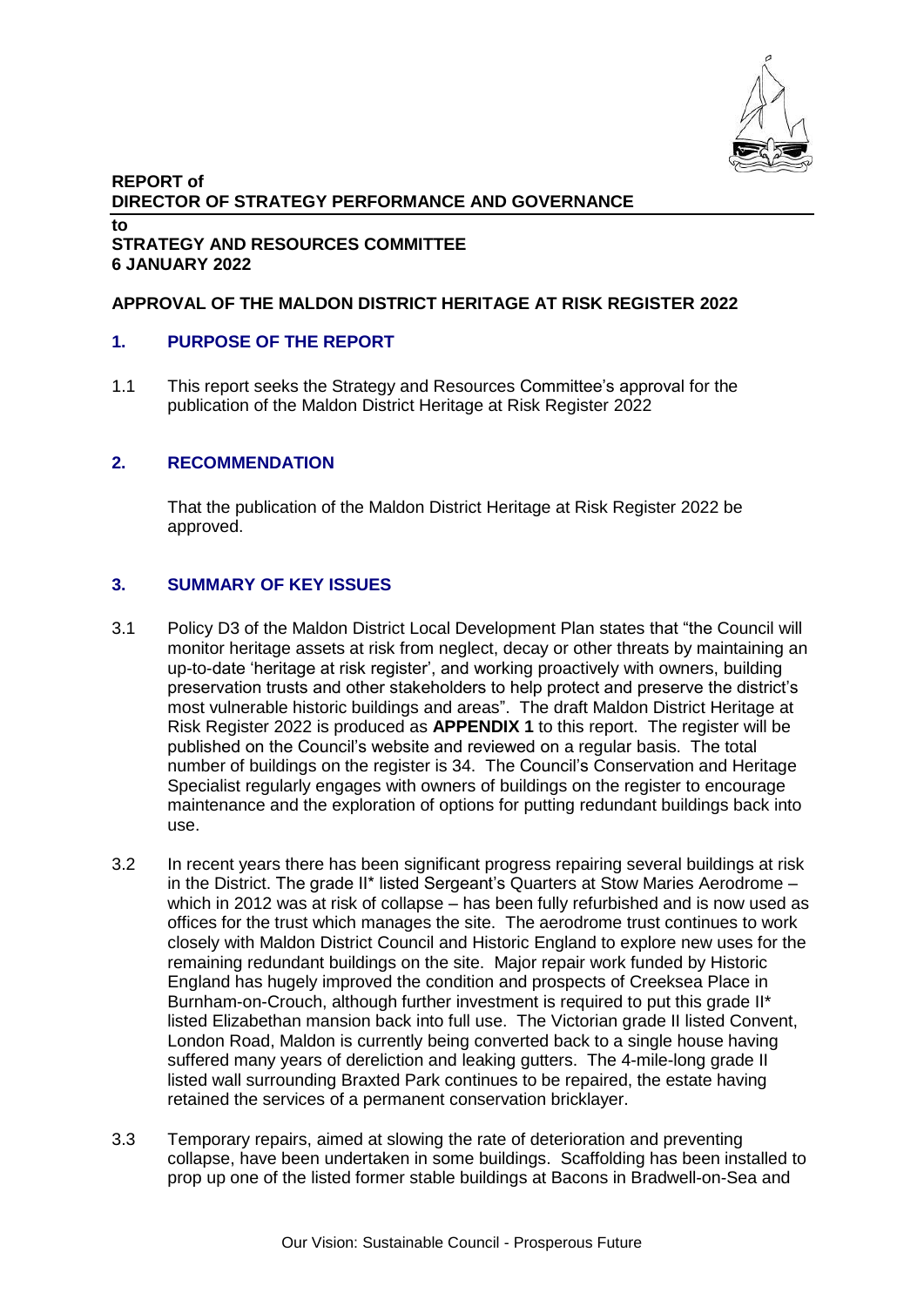**REPORT of**
**DIRECTOR OF STRATEGY PERFORMANCE AND GOVERNANCE**

**to**
**STRATEGY AND RESOURCES COMMITTEE**
**6 JANUARY 2022**

**APPROVAL OF THE MALDON DISTRICT HERITAGE AT RISK REGISTER 2022**

## 1. PURPOSE OF THE REPORT

1.1 This report seeks the Strategy and Resources Committee's approval for the publication of the Maldon District Heritage at Risk Register 2022

## 2. RECOMMENDATION

That the publication of the Maldon District Heritage at Risk Register 2022 be approved.

## 3. SUMMARY OF KEY ISSUES

3.1 Policy D3 of the Maldon District Local Development Plan states that "the Council will monitor heritage assets at risk from neglect, decay or other threats by maintaining an up-to-date 'heritage at risk register', and working proactively with owners, building preservation trusts and other stakeholders to help protect and preserve the district's most vulnerable historic buildings and areas". The draft Maldon District Heritage at Risk Register 2022 is produced as **APPENDIX 1** to this report. The register will be published on the Council's website and reviewed on a regular basis. The total number of buildings on the register is 34. The Council's Conservation and Heritage Specialist regularly engages with owners of buildings on the register to encourage maintenance and the exploration of options for putting redundant buildings back into use.

3.2 In recent years there has been significant progress repairing several buildings at risk in the District. The grade II* listed Sergeant's Quarters at Stow Maries Aerodrome – which in 2012 was at risk of collapse – has been fully refurbished and is now used as offices for the trust which manages the site. The aerodrome trust continues to work closely with Maldon District Council and Historic England to explore new uses for the remaining redundant buildings on the site. Major repair work funded by Historic England has hugely improved the condition and prospects of Creeksea Place in Burnham-on-Crouch, although further investment is required to put this grade II* listed Elizabethan mansion back into full use. The Victorian grade II listed Convent, London Road, Maldon is currently being converted back to a single house having suffered many years of dereliction and leaking gutters. The 4-mile-long grade II listed wall surrounding Braxted Park continues to be repaired, the estate having retained the services of a permanent conservation bricklayer.

3.3 Temporary repairs, aimed at slowing the rate of deterioration and preventing collapse, have been undertaken in some buildings. Scaffolding has been installed to prop up one of the listed former stable buildings at Bacons in Bradwell-on-Sea and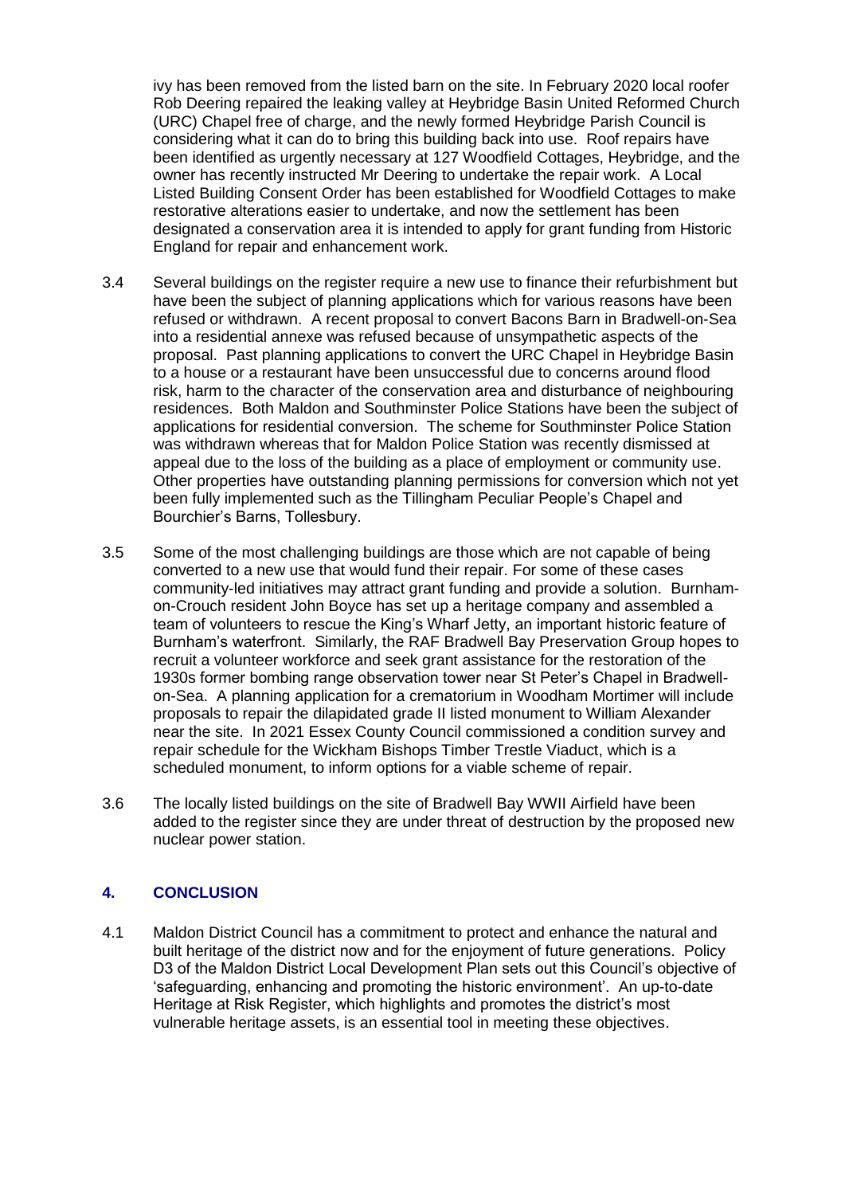ivy has been removed from the listed barn on the site. In February 2020 local roofer Rob Deering repaired the leaking valley at Heybridge Basin United Reformed Church (URC) Chapel free of charge, and the newly formed Heybridge Parish Council is considering what it can do to bring this building back into use. Roof repairs have been identified as urgently necessary at 127 Woodfield Cottages, Heybridge, and the owner has recently instructed Mr Deering to undertake the repair work. A Local Listed Building Consent Order has been established for Woodfield Cottages to make restorative alterations easier to undertake, and now the settlement has been designated a conservation area it is intended to apply for grant funding from Historic England for repair and enhancement work.

3.4 Several buildings on the register require a new use to finance their refurbishment but have been the subject of planning applications which for various reasons have been refused or withdrawn. A recent proposal to convert Bacons Barn in Bradwell-on-Sea into a residential annexe was refused because of unsympathetic aspects of the proposal. Past planning applications to convert the URC Chapel in Heybridge Basin to a house or a restaurant have been unsuccessful due to concerns around flood risk, harm to the character of the conservation area and disturbance of neighbouring residences. Both Maldon and Southminster Police Stations have been the subject of applications for residential conversion. The scheme for Southminster Police Station was withdrawn whereas that for Maldon Police Station was recently dismissed at appeal due to the loss of the building as a place of employment or community use. Other properties have outstanding planning permissions for conversion which not yet been fully implemented such as the Tillingham Peculiar People's Chapel and Bourchier's Barns, Tollesbury.

3.5 Some of the most challenging buildings are those which are not capable of being converted to a new use that would fund their repair. For some of these cases community-led initiatives may attract grant funding and provide a solution. Burnham-on-Crouch resident John Boyce has set up a heritage company and assembled a team of volunteers to rescue the King's Wharf Jetty, an important historic feature of Burnham's waterfront. Similarly, the RAF Bradwell Bay Preservation Group hopes to recruit a volunteer workforce and seek grant assistance for the restoration of the 1930s former bombing range observation tower near St Peter's Chapel in Bradwell-on-Sea. A planning application for a crematorium in Woodham Mortimer will include proposals to repair the dilapidated grade II listed monument to William Alexander near the site. In 2021 Essex County Council commissioned a condition survey and repair schedule for the Wickham Bishops Timber Trestle Viaduct, which is a scheduled monument, to inform options for a viable scheme of repair.

3.6 The locally listed buildings on the site of Bradwell Bay WWII Airfield have been added to the register since they are under threat of destruction by the proposed new nuclear power station.

## 4. CONCLUSION

4.1 Maldon District Council has a commitment to protect and enhance the natural and built heritage of the district now and for the enjoyment of future generations. Policy D3 of the Maldon District Local Development Plan sets out this Council's objective of 'safeguarding, enhancing and promoting the historic environment'. An up-to-date Heritage at Risk Register, which highlights and promotes the district's most vulnerable heritage assets, is an essential tool in meeting these objectives.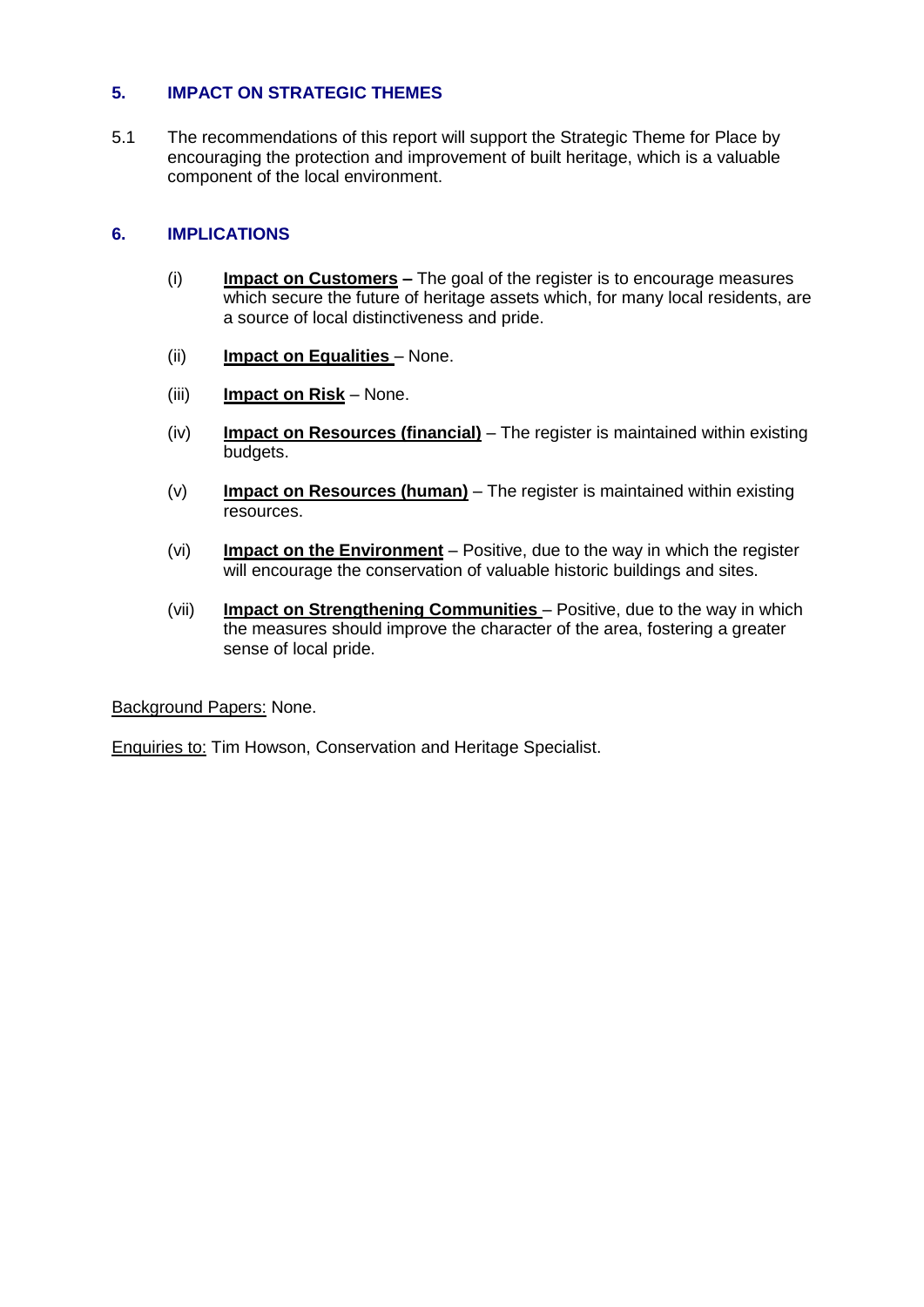## 5. IMPACT ON STRATEGIC THEMES

5.1 The recommendations of this report will support the Strategic Theme for Place by encouraging the protection and improvement of built heritage, which is a valuable component of the local environment.

## 6. IMPLICATIONS

(i) **Impact on Customers –** The goal of the register is to encourage measures which secure the future of heritage assets which, for many local residents, are a source of local distinctiveness and pride.

(ii) **Impact on Equalities** – None.

(iii) **Impact on Risk** – None.

(iv) **Impact on Resources (financial)** – The register is maintained within existing budgets.

(v) **Impact on Resources (human)** – The register is maintained within existing resources.

(vi) **Impact on the Environment** – Positive, due to the way in which the register will encourage the conservation of valuable historic buildings and sites.

(vii) **Impact on Strengthening Communities** – Positive, due to the way in which the measures should improve the character of the area, fostering a greater sense of local pride.

Background Papers: None.

Enquiries to: Tim Howson, Conservation and Heritage Specialist.